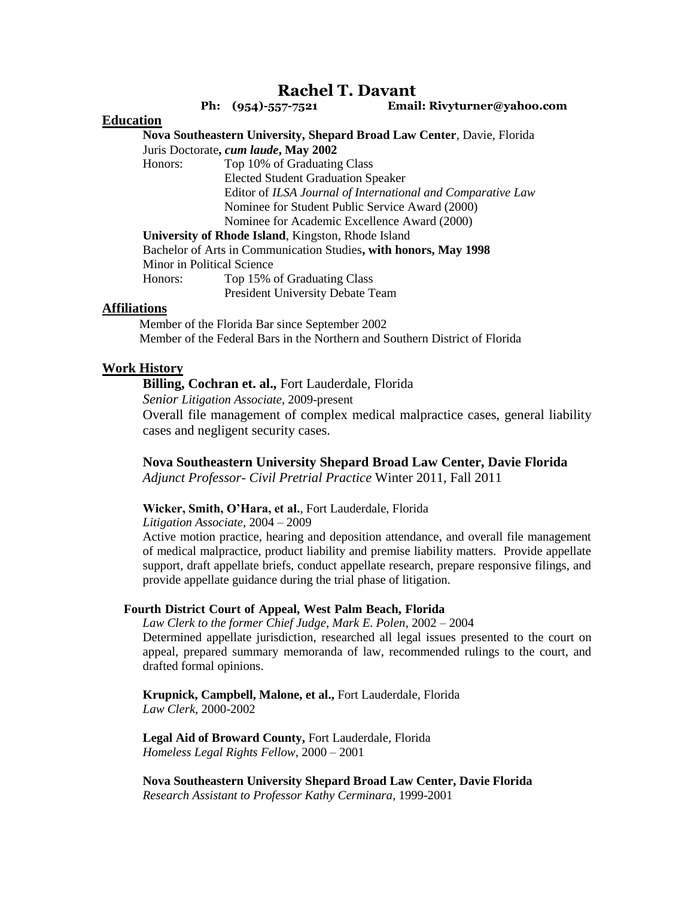# Rachel T. Davant

**Ph: (954)-557-7521** **Email: Rivyturner@yahoo.com**

## Education

**Nova Southeastern University, Shepard Broad Law Center**, Davie, Florida
Juris Doctorate**, *cum laude*, May 2002**

Honors:
- Top 10% of Graduating Class
- Elected Student Graduation Speaker
- Editor of *ILSA Journal of International and Comparative Law*
- Nominee for Student Public Service Award (2000)
- Nominee for Academic Excellence Award (2000)

**University of Rhode Island**, Kingston, Rhode Island
Bachelor of Arts in Communication Studies**, with honors, May 1998**
Minor in Political Science

Honors:
- Top 15% of Graduating Class
- President University Debate Team

## Affiliations

Member of the Florida Bar since September 2002
Member of the Federal Bars in the Northern and Southern District of Florida

## Work History

**Billing, Cochran et. al.,** Fort Lauderdale, Florida
*Senior Litigation Associate*, 2009-present
Overall file management of complex medical malpractice cases, general liability cases and negligent security cases.

**Nova Southeastern University Shepard Broad Law Center, Davie Florida**
*Adjunct Professor- Civil Pretrial Practice* Winter 2011, Fall 2011

**Wicker, Smith, O'Hara, et al.**, Fort Lauderdale, Florida
*Litigation Associate*, 2004 – 2009
Active motion practice, hearing and deposition attendance, and overall file management of medical malpractice, product liability and premise liability matters. Provide appellate support, draft appellate briefs, conduct appellate research, prepare responsive filings, and provide appellate guidance during the trial phase of litigation.

**Fourth District Court of Appeal, West Palm Beach, Florida**
*Law Clerk to the former Chief Judge, Mark E. Polen*, 2002 – 2004
Determined appellate jurisdiction, researched all legal issues presented to the court on appeal, prepared summary memoranda of law, recommended rulings to the court, and drafted formal opinions.

**Krupnick, Campbell, Malone, et al.,** Fort Lauderdale, Florida
*Law Clerk*, 2000-2002

**Legal Aid of Broward County,** Fort Lauderdale, Florida
*Homeless Legal Rights Fellow*, 2000 – 2001

**Nova Southeastern University Shepard Broad Law Center, Davie Florida**
*Research Assistant to Professor Kathy Cerminara*, 1999-2001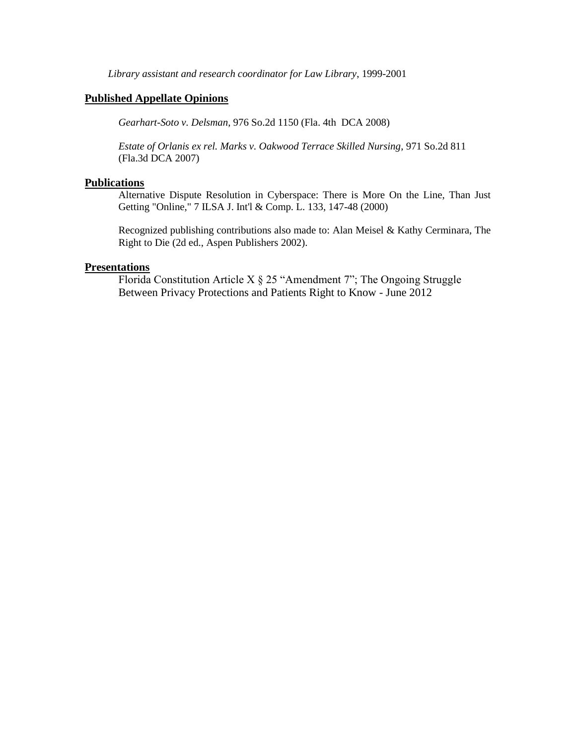*Library assistant and research coordinator for Law Library*, 1999-2001

## Published Appellate Opinions

*Gearhart-Soto v. Delsman*, 976 So.2d 1150 (Fla. 4th DCA 2008)

*Estate of Orlanis ex rel. Marks v. Oakwood Terrace Skilled Nursing*, 971 So.2d 811 (Fla.3d DCA 2007)

## Publications

Alternative Dispute Resolution in Cyberspace: There is More On the Line, Than Just Getting "Online," 7 ILSA J. Int'l & Comp. L. 133, 147-48 (2000)

Recognized publishing contributions also made to: Alan Meisel & Kathy Cerminara, The Right to Die (2d ed., Aspen Publishers 2002).

## Presentations

Florida Constitution Article X § 25 "Amendment 7"; The Ongoing Struggle Between Privacy Protections and Patients Right to Know - June 2012